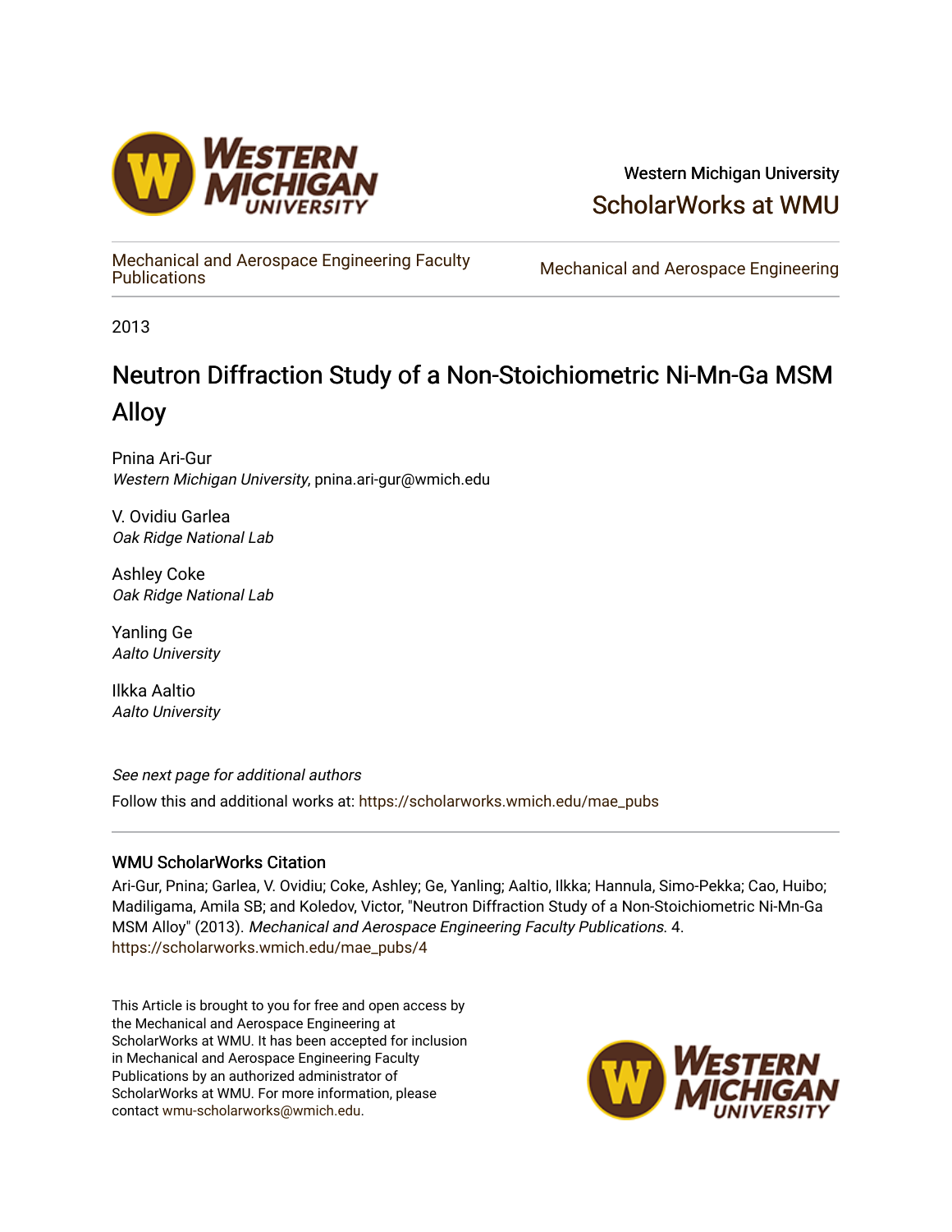Western Michigan University

ScholarWorks at WMU

Mechanical and Aerospace Engineering Faculty Publications

Mechanical and Aerospace Engineering

2013

# Neutron Diffraction Study of a Non-Stoichiometric Ni-Mn-Ga MSM Alloy

Pnina Ari-Gur
*Western Michigan University*, pnina.ari-gur@wmich.edu

V. Ovidiu Garlea
*Oak Ridge National Lab*

Ashley Coke
*Oak Ridge National Lab*

Yanling Ge
*Aalto University*

Ilkka Aaltio
*Aalto University*

*See next page for additional authors*

Follow this and additional works at: https://scholarworks.wmich.edu/mae_pubs

## WMU ScholarWorks Citation

Ari-Gur, Pnina; Garlea, V. Ovidiu; Coke, Ashley; Ge, Yanling; Aaltio, Ilkka; Hannula, Simo-Pekka; Cao, Huibo; Madiligama, Amila SB; and Koledov, Victor, "Neutron Diffraction Study of a Non-Stoichiometric Ni-Mn-Ga MSM Alloy" (2013). *Mechanical and Aerospace Engineering Faculty Publications.* 4.
https://scholarworks.wmich.edu/mae_pubs/4

This Article is brought to you for free and open access by the Mechanical and Aerospace Engineering at ScholarWorks at WMU. It has been accepted for inclusion in Mechanical and Aerospace Engineering Faculty Publications by an authorized administrator of ScholarWorks at WMU. For more information, please contact wmu-scholarworks@wmich.edu.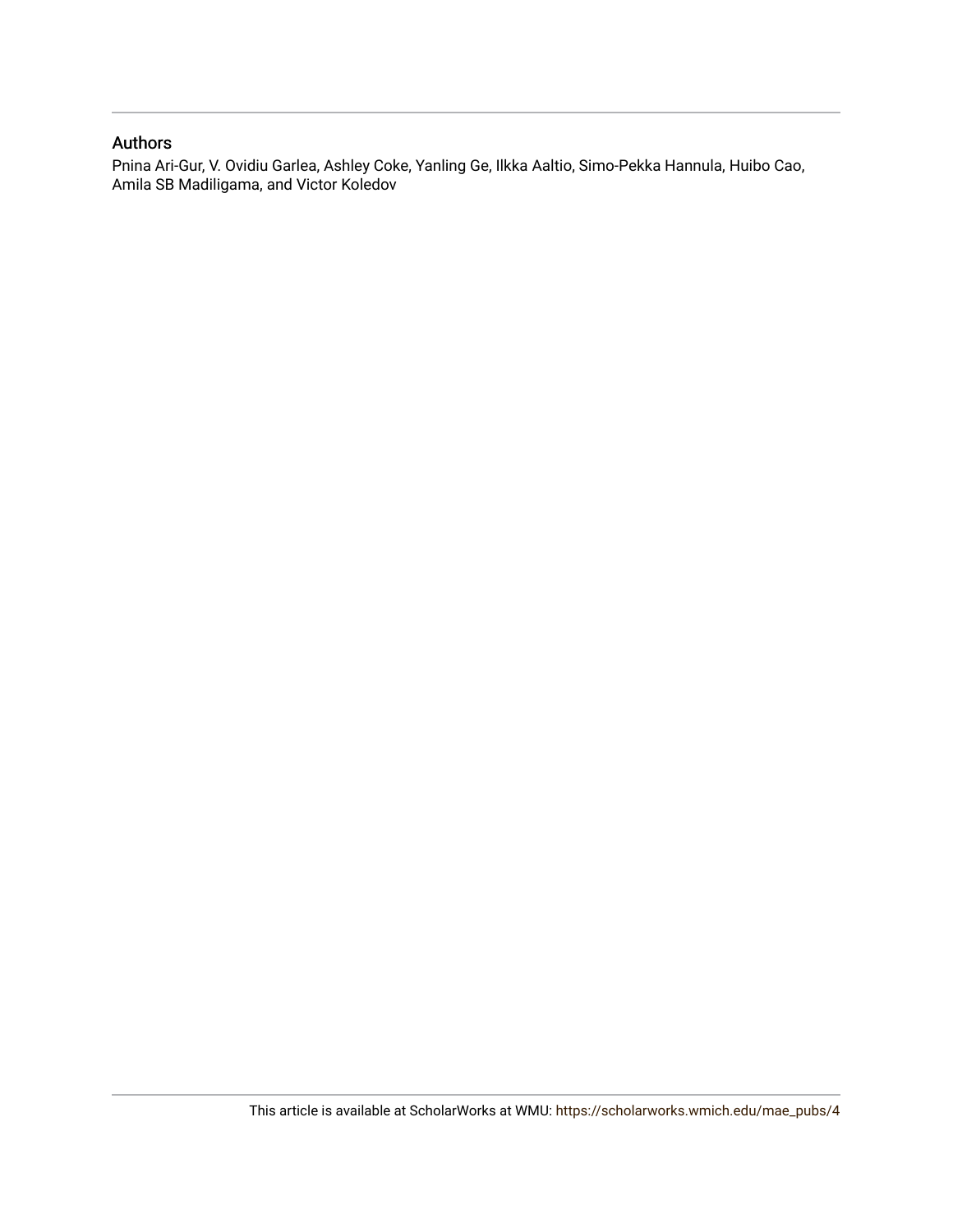## Authors

Pnina Ari-Gur, V. Ovidiu Garlea, Ashley Coke, Yanling Ge, Ilkka Aaltio, Simo-Pekka Hannula, Huibo Cao, Amila SB Madiligama, and Victor Koledov

This article is available at ScholarWorks at WMU: https://scholarworks.wmich.edu/mae_pubs/4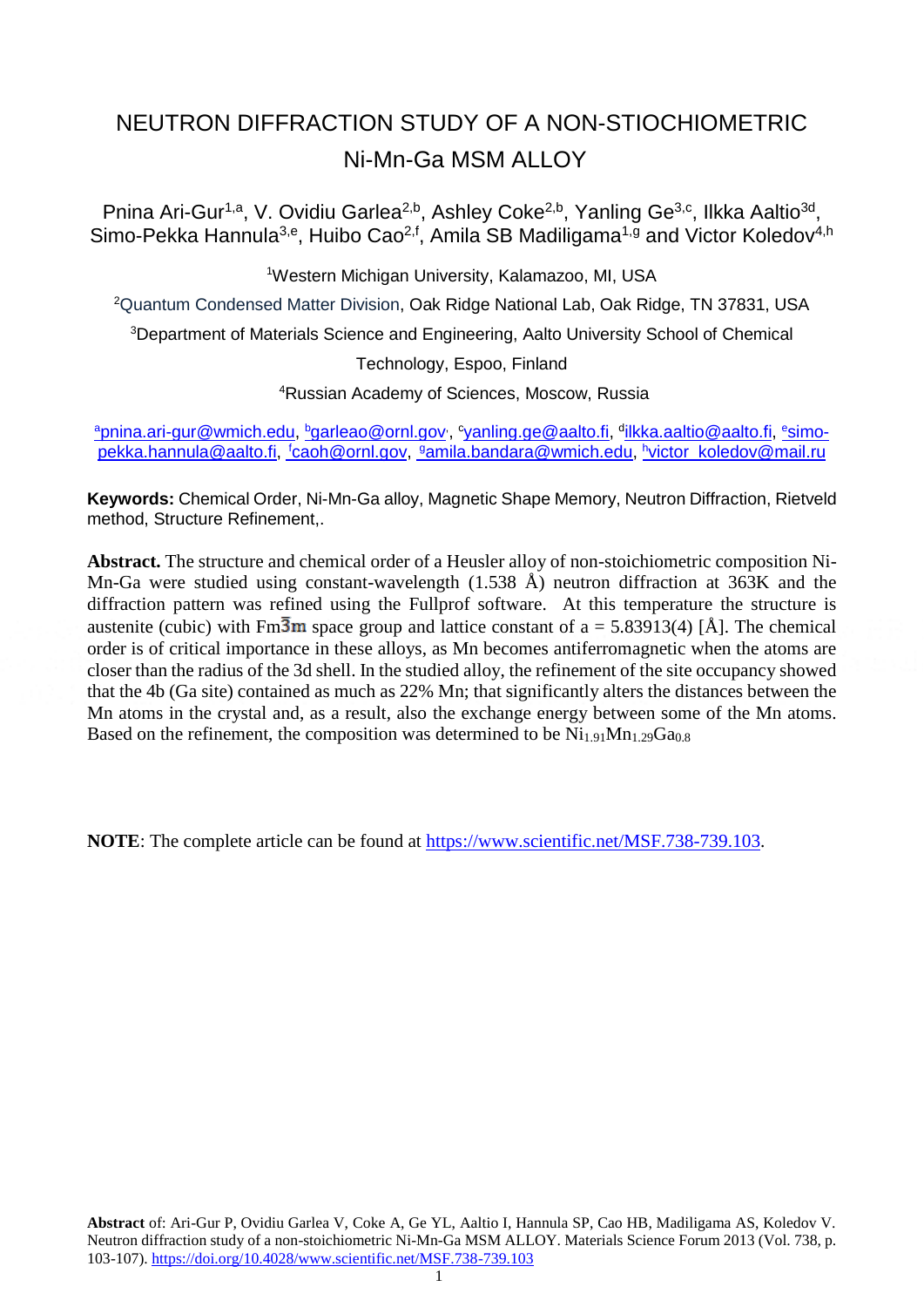# NEUTRON DIFFRACTION STUDY OF A NON-STIOCHIOMETRIC Ni-Mn-Ga MSM ALLOY

Pnina Ari-Gur[1,a], V. Ovidiu Garlea[2,b], Ashley Coke[2,b], Yanling Ge[3,c], Ilkka Aaltio[3d], Simo-Pekka Hannula[3,e], Huibo Cao[2,f], Amila SB Madiligama[1,g] and Victor Koledov[4,h]

[1]Western Michigan University, Kalamazoo, MI, USA

[2]Quantum Condensed Matter Division, Oak Ridge National Lab, Oak Ridge, TN 37831, USA

[3]Department of Materials Science and Engineering, Aalto University School of Chemical Technology, Espoo, Finland

[4]Russian Academy of Sciences, Moscow, Russia

[a]pnina.ari-gur@wmich.edu, [b]garleao@ornl.gov, [c]yanling.ge@aalto.fi, [d]ilkka.aaltio@aalto.fi, [e]simo-pekka.hannula@aalto.fi, [f]caoh@ornl.gov, [g]amila.bandara@wmich.edu, [h]victor_koledov@mail.ru

**Keywords:** Chemical Order, Ni-Mn-Ga alloy, Magnetic Shape Memory, Neutron Diffraction, Rietveld method, Structure Refinement,.

**Abstract.** The structure and chemical order of a Heusler alloy of non-stoichiometric composition Ni-Mn-Ga were studied using constant-wavelength (1.538 Å) neutron diffraction at 363K and the diffraction pattern was refined using the Fullprof software. At this temperature the structure is austenite (cubic) with $Fm\bar{3}m$ space group and lattice constant of a = 5.83913(4) [Å]. The chemical order is of critical importance in these alloys, as Mn becomes antiferromagnetic when the atoms are closer than the radius of the 3d shell. In the studied alloy, the refinement of the site occupancy showed that the 4b (Ga site) contained as much as 22% Mn; that significantly alters the distances between the Mn atoms in the crystal and, as a result, also the exchange energy between some of the Mn atoms. Based on the refinement, the composition was determined to be $Ni_{1.91}Mn_{1.29}Ga_{0.8}$

**NOTE**: The complete article can be found at https://www.scientific.net/MSF.738-739.103.

**Abstract** of: Ari-Gur P, Ovidiu Garlea V, Coke A, Ge YL, Aaltio I, Hannula SP, Cao HB, Madiligama AS, Koledov V. Neutron diffraction study of a non-stoichiometric Ni-Mn-Ga MSM ALLOY. Materials Science Forum 2013 (Vol. 738, p. 103-107). https://doi.org/10.4028/www.scientific.net/MSF.738-739.103